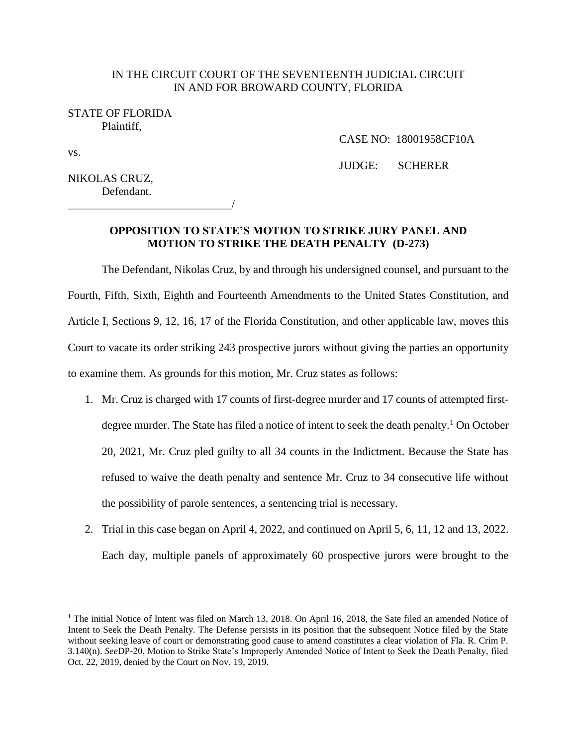IN THE CIRCUIT COURT OF THE SEVENTEENTH JUDICIAL CIRCUIT
IN AND FOR BROWARD COUNTY, FLORIDA

STATE OF FLORIDA
Plaintiff,

CASE NO: 18001958CF10A

vs.

JUDGE: SCHERER

NIKOLAS CRUZ,
Defendant.
_____________________________/

**OPPOSITION TO STATE'S MOTION TO STRIKE JURY PANEL AND MOTION TO STRIKE THE DEATH PENALTY (D-273)**

The Defendant, Nikolas Cruz, by and through his undersigned counsel, and pursuant to the Fourth, Fifth, Sixth, Eighth and Fourteenth Amendments to the United States Constitution, and Article I, Sections 9, 12, 16, 17 of the Florida Constitution, and other applicable law, moves this Court to vacate its order striking 243 prospective jurors without giving the parties an opportunity to examine them. As grounds for this motion, Mr. Cruz states as follows:

1. Mr. Cruz is charged with 17 counts of first-degree murder and 17 counts of attempted first-degree murder. The State has filed a notice of intent to seek the death penalty.[1] On October 20, 2021, Mr. Cruz pled guilty to all 34 counts in the Indictment. Because the State has refused to waive the death penalty and sentence Mr. Cruz to 34 consecutive life without the possibility of parole sentences, a sentencing trial is necessary.
2. Trial in this case began on April 4, 2022, and continued on April 5, 6, 11, 12 and 13, 2022. Each day, multiple panels of approximately 60 prospective jurors were brought to the

[1] The initial Notice of Intent was filed on March 13, 2018. On April 16, 2018, the Sate filed an amended Notice of Intent to Seek the Death Penalty. The Defense persists in its position that the subsequent Notice filed by the State without seeking leave of court or demonstrating good cause to amend constitutes a clear violation of Fla. R. Crim P. 3.140(n). *See*DP-20, Motion to Strike State's Improperly Amended Notice of Intent to Seek the Death Penalty, filed Oct. 22, 2019, denied by the Court on Nov. 19, 2019.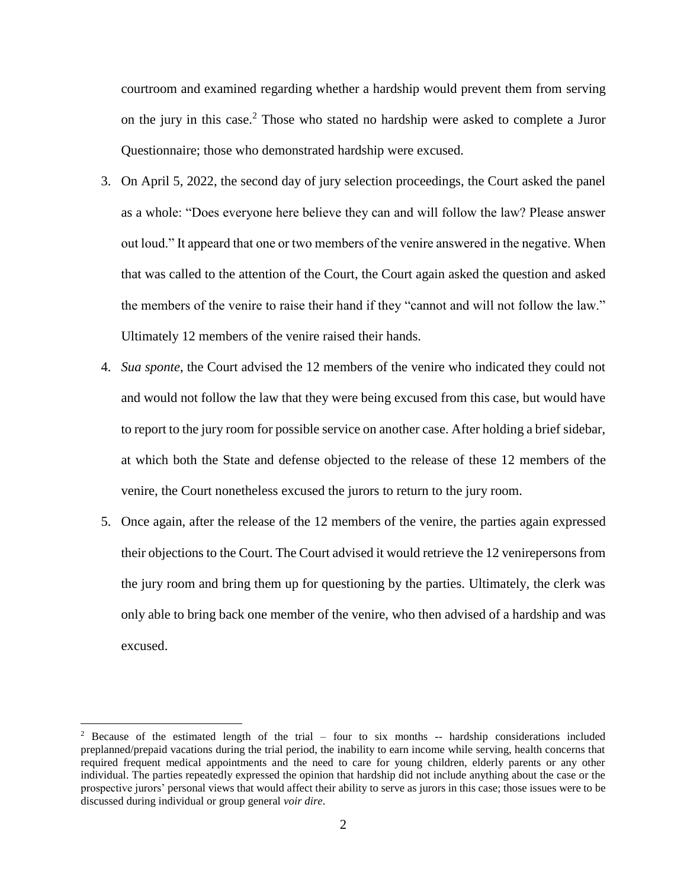courtroom and examined regarding whether a hardship would prevent them from serving on the jury in this case.[2] Those who stated no hardship were asked to complete a Juror Questionnaire; those who demonstrated hardship were excused.

3. On April 5, 2022, the second day of jury selection proceedings, the Court asked the panel as a whole: "Does everyone here believe they can and will follow the law? Please answer out loud." It appeard that one or two members of the venire answered in the negative. When that was called to the attention of the Court, the Court again asked the question and asked the members of the venire to raise their hand if they "cannot and will not follow the law." Ultimately 12 members of the venire raised their hands.

4. *Sua sponte*, the Court advised the 12 members of the venire who indicated they could not and would not follow the law that they were being excused from this case, but would have to report to the jury room for possible service on another case. After holding a brief sidebar, at which both the State and defense objected to the release of these 12 members of the venire, the Court nonetheless excused the jurors to return to the jury room.

5. Once again, after the release of the 12 members of the venire, the parties again expressed their objections to the Court. The Court advised it would retrieve the 12 venirepersons from the jury room and bring them up for questioning by the parties. Ultimately, the clerk was only able to bring back one member of the venire, who then advised of a hardship and was excused.

---

[2] Because of the estimated length of the trial – four to six months -- hardship considerations included preplanned/prepaid vacations during the trial period, the inability to earn income while serving, health concerns that required frequent medical appointments and the need to care for young children, elderly parents or any other individual. The parties repeatedly expressed the opinion that hardship did not include anything about the case or the prospective jurors' personal views that would affect their ability to serve as jurors in this case; those issues were to be discussed during individual or group general *voir dire*.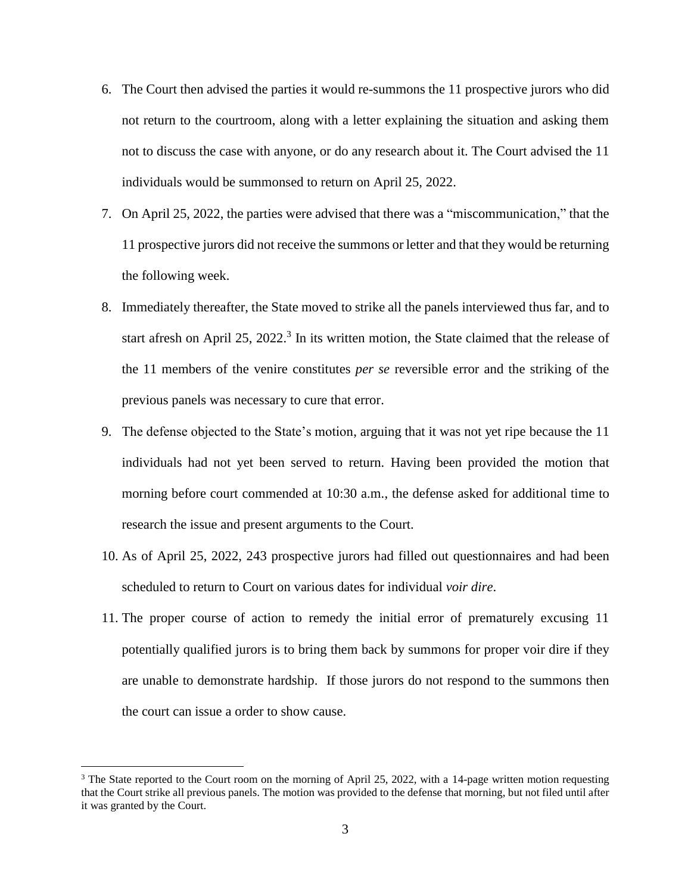6. The Court then advised the parties it would re-summons the 11 prospective jurors who did not return to the courtroom, along with a letter explaining the situation and asking them not to discuss the case with anyone, or do any research about it. The Court advised the 11 individuals would be summonsed to return on April 25, 2022.

7. On April 25, 2022, the parties were advised that there was a "miscommunication," that the 11 prospective jurors did not receive the summons or letter and that they would be returning the following week.

8. Immediately thereafter, the State moved to strike all the panels interviewed thus far, and to start afresh on April 25, 2022.[3] In its written motion, the State claimed that the release of the 11 members of the venire constitutes *per se* reversible error and the striking of the previous panels was necessary to cure that error.

9. The defense objected to the State's motion, arguing that it was not yet ripe because the 11 individuals had not yet been served to return. Having been provided the motion that morning before court commended at 10:30 a.m., the defense asked for additional time to research the issue and present arguments to the Court.

10. As of April 25, 2022, 243 prospective jurors had filled out questionnaires and had been scheduled to return to Court on various dates for individual *voir dire*.

11. The proper course of action to remedy the initial error of prematurely excusing 11 potentially qualified jurors is to bring them back by summons for proper voir dire if they are unable to demonstrate hardship. If those jurors do not respond to the summons then the court can issue a order to show cause.

---

[3] The State reported to the Court room on the morning of April 25, 2022, with a 14-page written motion requesting that the Court strike all previous panels. The motion was provided to the defense that morning, but not filed until after it was granted by the Court.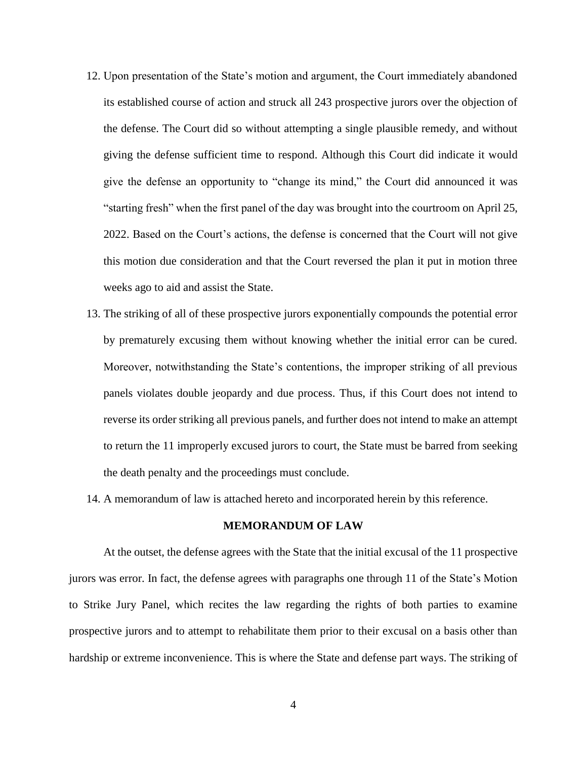12. Upon presentation of the State's motion and argument, the Court immediately abandoned its established course of action and struck all 243 prospective jurors over the objection of the defense. The Court did so without attempting a single plausible remedy, and without giving the defense sufficient time to respond. Although this Court did indicate it would give the defense an opportunity to "change its mind," the Court did announced it was "starting fresh" when the first panel of the day was brought into the courtroom on April 25, 2022. Based on the Court's actions, the defense is concerned that the Court will not give this motion due consideration and that the Court reversed the plan it put in motion three weeks ago to aid and assist the State.

13. The striking of all of these prospective jurors exponentially compounds the potential error by prematurely excusing them without knowing whether the initial error can be cured. Moreover, notwithstanding the State's contentions, the improper striking of all previous panels violates double jeopardy and due process. Thus, if this Court does not intend to reverse its order striking all previous panels, and further does not intend to make an attempt to return the 11 improperly excused jurors to court, the State must be barred from seeking the death penalty and the proceedings must conclude.

14. A memorandum of law is attached hereto and incorporated herein by this reference.

## MEMORANDUM OF LAW

At the outset, the defense agrees with the State that the initial excusal of the 11 prospective jurors was error. In fact, the defense agrees with paragraphs one through 11 of the State's Motion to Strike Jury Panel, which recites the law regarding the rights of both parties to examine prospective jurors and to attempt to rehabilitate them prior to their excusal on a basis other than hardship or extreme inconvenience. This is where the State and defense part ways. The striking of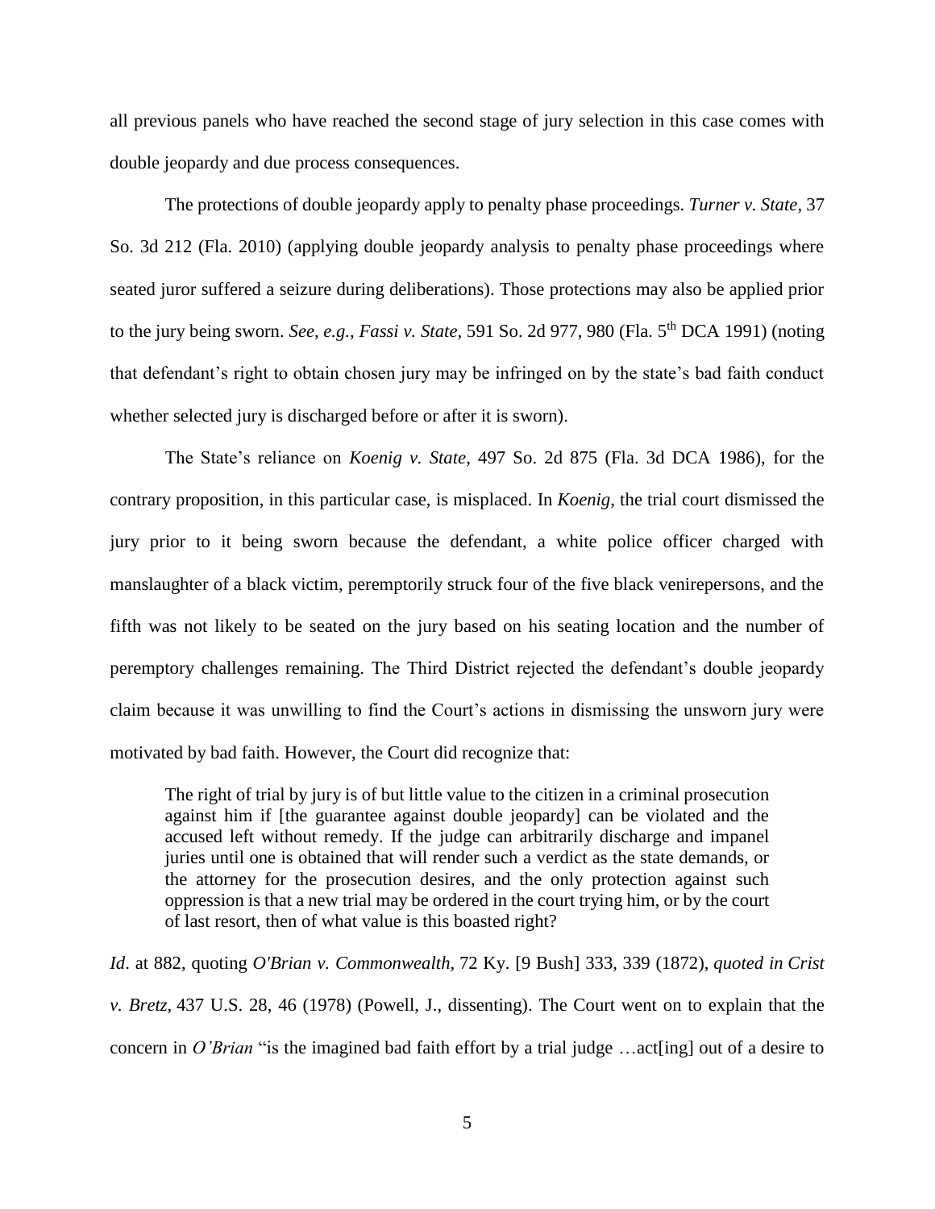all previous panels who have reached the second stage of jury selection in this case comes with double jeopardy and due process consequences.

The protections of double jeopardy apply to penalty phase proceedings. *Turner v. State*, 37 So. 3d 212 (Fla. 2010) (applying double jeopardy analysis to penalty phase proceedings where seated juror suffered a seizure during deliberations). Those protections may also be applied prior to the jury being sworn. *See, e.g.*, *Fassi v. State*, 591 So. 2d 977, 980 (Fla. 5th DCA 1991) (noting that defendant's right to obtain chosen jury may be infringed on by the state's bad faith conduct whether selected jury is discharged before or after it is sworn).

The State's reliance on *Koenig v. State*, 497 So. 2d 875 (Fla. 3d DCA 1986), for the contrary proposition, in this particular case, is misplaced. In *Koenig*, the trial court dismissed the jury prior to it being sworn because the defendant, a white police officer charged with manslaughter of a black victim, peremptorily struck four of the five black venirepersons, and the fifth was not likely to be seated on the jury based on his seating location and the number of peremptory challenges remaining. The Third District rejected the defendant's double jeopardy claim because it was unwilling to find the Court's actions in dismissing the unsworn jury were motivated by bad faith. However, the Court did recognize that:

> The right of trial by jury is of but little value to the citizen in a criminal prosecution against him if [the guarantee against double jeopardy] can be violated and the accused left without remedy. If the judge can arbitrarily discharge and impanel juries until one is obtained that will render such a verdict as the state demands, or the attorney for the prosecution desires, and the only protection against such oppression is that a new trial may be ordered in the court trying him, or by the court of last resort, then of what value is this boasted right?

*Id*. at 882, quoting *O'Brian v. Commonwealth*, 72 Ky. [9 Bush] 333, 339 (1872), *quoted in Crist v. Bretz*, 437 U.S. 28, 46 (1978) (Powell, J., dissenting). The Court went on to explain that the concern in *O'Brian* "is the imagined bad faith effort by a trial judge …act[ing] out of a desire to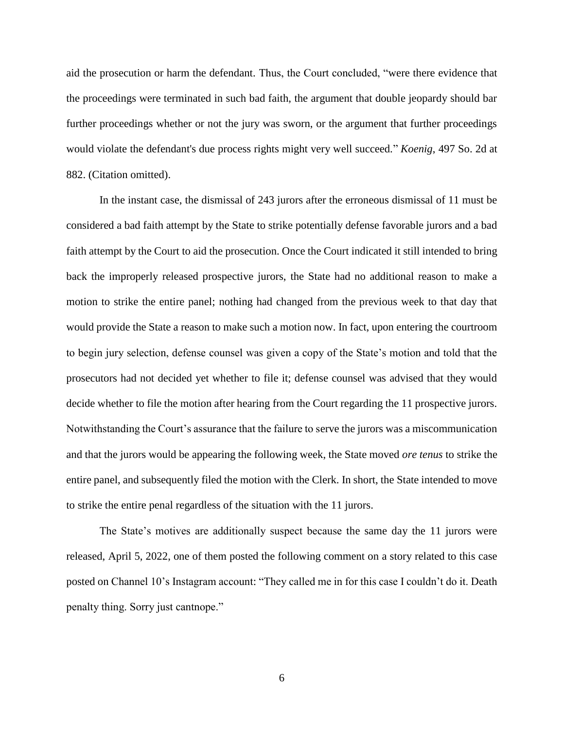aid the prosecution or harm the defendant. Thus, the Court concluded, "were there evidence that the proceedings were terminated in such bad faith, the argument that double jeopardy should bar further proceedings whether or not the jury was sworn, or the argument that further proceedings would violate the defendant's due process rights might very well succeed." *Koenig*, 497 So. 2d at 882. (Citation omitted).

In the instant case, the dismissal of 243 jurors after the erroneous dismissal of 11 must be considered a bad faith attempt by the State to strike potentially defense favorable jurors and a bad faith attempt by the Court to aid the prosecution. Once the Court indicated it still intended to bring back the improperly released prospective jurors, the State had no additional reason to make a motion to strike the entire panel; nothing had changed from the previous week to that day that would provide the State a reason to make such a motion now. In fact, upon entering the courtroom to begin jury selection, defense counsel was given a copy of the State's motion and told that the prosecutors had not decided yet whether to file it; defense counsel was advised that they would decide whether to file the motion after hearing from the Court regarding the 11 prospective jurors. Notwithstanding the Court's assurance that the failure to serve the jurors was a miscommunication and that the jurors would be appearing the following week, the State moved *ore tenus* to strike the entire panel, and subsequently filed the motion with the Clerk. In short, the State intended to move to strike the entire penal regardless of the situation with the 11 jurors.

The State's motives are additionally suspect because the same day the 11 jurors were released, April 5, 2022, one of them posted the following comment on a story related to this case posted on Channel 10's Instagram account: "They called me in for this case I couldn't do it. Death penalty thing. Sorry just cantnope."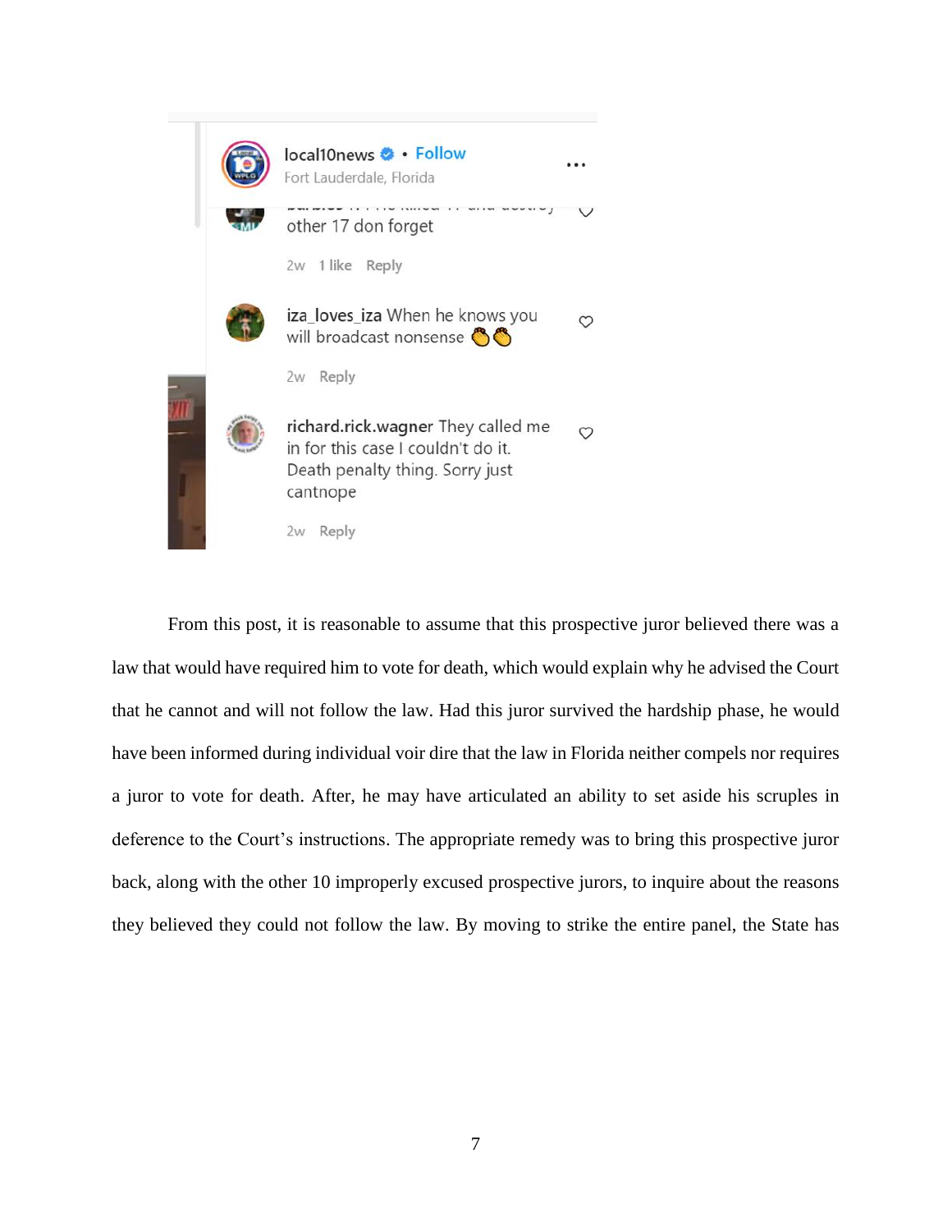local10news • Follow
Fort Lauderdale, Florida

other 17 don forget

2w 1 like Reply

iza_loves_iza When he knows you will broadcast nonsense 👏👏

2w Reply

richard.rick.wagner They called me in for this case I couldn't do it. Death penalty thing. Sorry just cantnope

2w Reply

From this post, it is reasonable to assume that this prospective juror believed there was a law that would have required him to vote for death, which would explain why he advised the Court that he cannot and will not follow the law. Had this juror survived the hardship phase, he would have been informed during individual voir dire that the law in Florida neither compels nor requires a juror to vote for death. After, he may have articulated an ability to set aside his scruples in deference to the Court's instructions. The appropriate remedy was to bring this prospective juror back, along with the other 10 improperly excused prospective jurors, to inquire about the reasons they believed they could not follow the law. By moving to strike the entire panel, the State has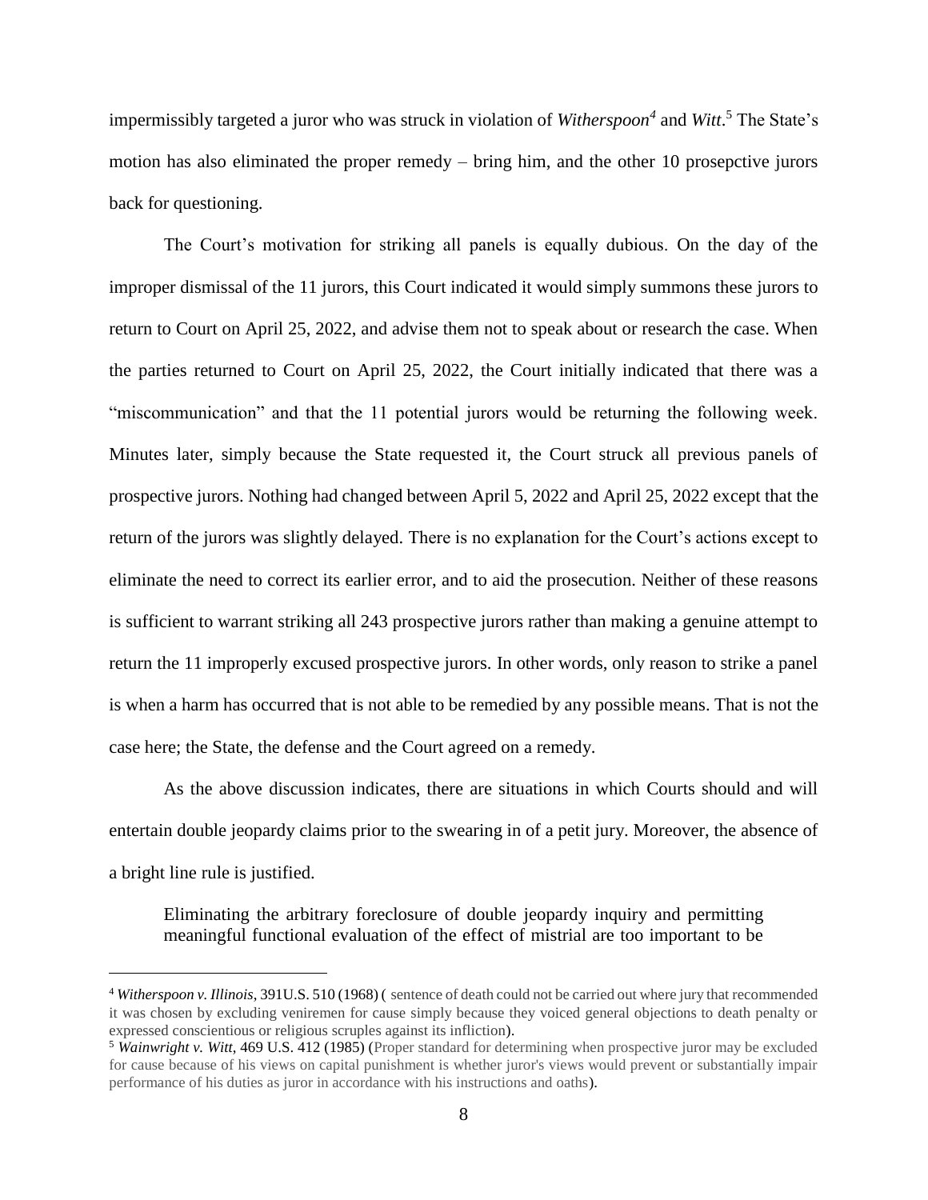impermissibly targeted a juror who was struck in violation of *Witherspoon*[4] and *Witt*.[5] The State's motion has also eliminated the proper remedy – bring him, and the other 10 prosepctive jurors back for questioning.

The Court's motivation for striking all panels is equally dubious. On the day of the improper dismissal of the 11 jurors, this Court indicated it would simply summons these jurors to return to Court on April 25, 2022, and advise them not to speak about or research the case. When the parties returned to Court on April 25, 2022, the Court initially indicated that there was a "miscommunication" and that the 11 potential jurors would be returning the following week. Minutes later, simply because the State requested it, the Court struck all previous panels of prospective jurors. Nothing had changed between April 5, 2022 and April 25, 2022 except that the return of the jurors was slightly delayed. There is no explanation for the Court's actions except to eliminate the need to correct its earlier error, and to aid the prosecution. Neither of these reasons is sufficient to warrant striking all 243 prospective jurors rather than making a genuine attempt to return the 11 improperly excused prospective jurors. In other words, only reason to strike a panel is when a harm has occurred that is not able to be remedied by any possible means. That is not the case here; the State, the defense and the Court agreed on a remedy.

As the above discussion indicates, there are situations in which Courts should and will entertain double jeopardy claims prior to the swearing in of a petit jury. Moreover, the absence of a bright line rule is justified.

> Eliminating the arbitrary foreclosure of double jeopardy inquiry and permitting meaningful functional evaluation of the effect of mistrial are too important to be

---

[4] *Witherspoon v. Illinois*, 391U.S. 510 (1968) ( sentence of death could not be carried out where jury that recommended it was chosen by excluding veniremen for cause simply because they voiced general objections to death penalty or expressed conscientious or religious scruples against its infliction).

[5] *Wainwright v. Witt*, 469 U.S. 412 (1985) (Proper standard for determining when prospective juror may be excluded for cause because of his views on capital punishment is whether juror's views would prevent or substantially impair performance of his duties as juror in accordance with his instructions and oaths).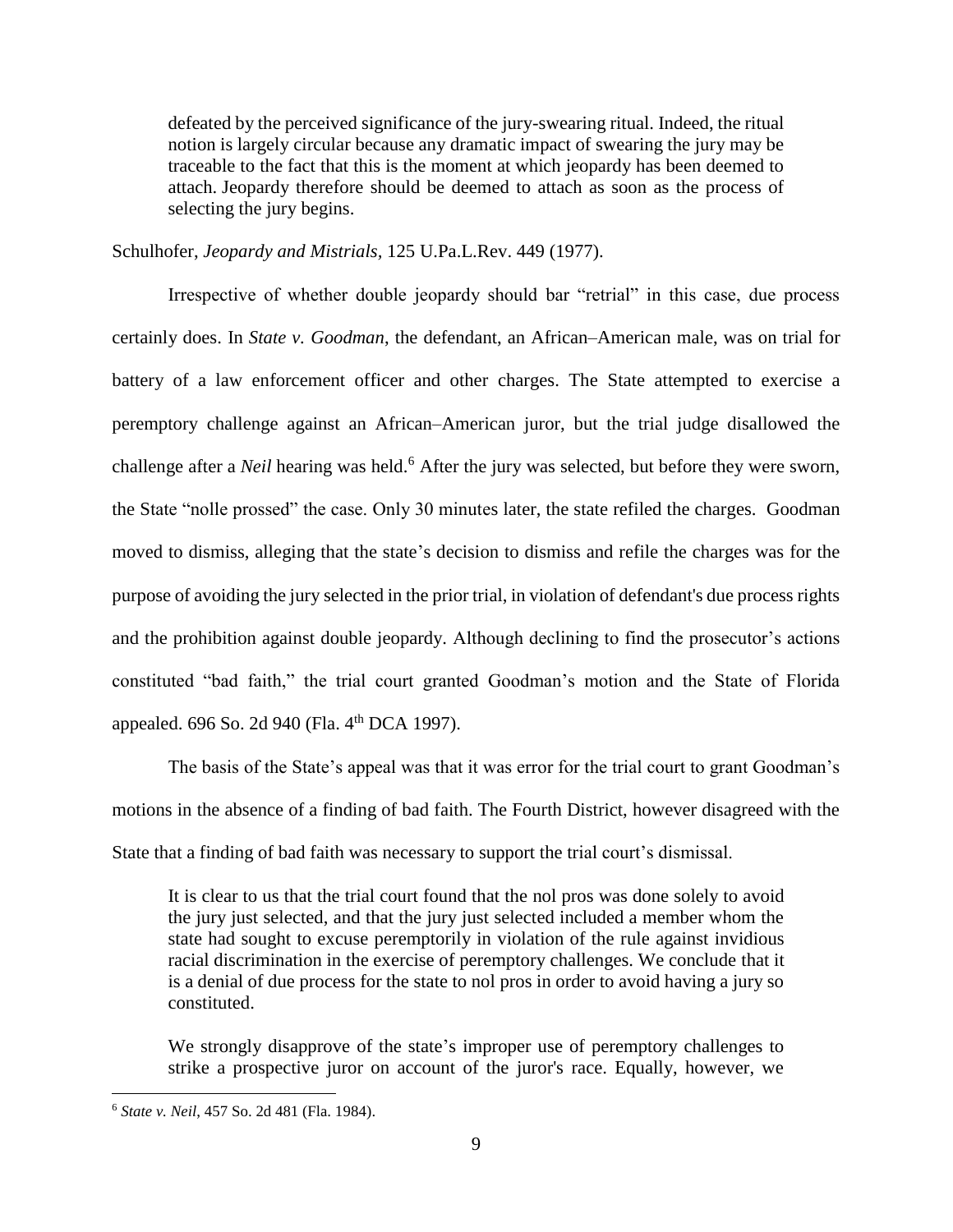> defeated by the perceived significance of the jury-swearing ritual. Indeed, the ritual notion is largely circular because any dramatic impact of swearing the jury may be traceable to the fact that this is the moment at which jeopardy has been deemed to attach. Jeopardy therefore should be deemed to attach as soon as the process of selecting the jury begins.

Schulhofer, *Jeopardy and Mistrials,* 125 U.Pa.L.Rev. 449 (1977).

Irrespective of whether double jeopardy should bar "retrial" in this case, due process certainly does. In *State v. Goodman*, the defendant, an African–American male, was on trial for battery of a law enforcement officer and other charges. The State attempted to exercise a peremptory challenge against an African–American juror, but the trial judge disallowed the challenge after a *Neil* hearing was held.[6] After the jury was selected, but before they were sworn, the State "nolle prossed" the case. Only 30 minutes later, the state refiled the charges. Goodman moved to dismiss, alleging that the state's decision to dismiss and refile the charges was for the purpose of avoiding the jury selected in the prior trial, in violation of defendant's due process rights and the prohibition against double jeopardy. Although declining to find the prosecutor's actions constituted "bad faith," the trial court granted Goodman's motion and the State of Florida appealed. 696 So. 2d 940 (Fla. 4th DCA 1997).

The basis of the State's appeal was that it was error for the trial court to grant Goodman's motions in the absence of a finding of bad faith. The Fourth District, however disagreed with the State that a finding of bad faith was necessary to support the trial court's dismissal.

> It is clear to us that the trial court found that the nol pros was done solely to avoid the jury just selected, and that the jury just selected included a member whom the state had sought to excuse peremptorily in violation of the rule against invidious racial discrimination in the exercise of peremptory challenges. We conclude that it is a denial of due process for the state to nol pros in order to avoid having a jury so constituted.
>
> We strongly disapprove of the state's improper use of peremptory challenges to strike a prospective juror on account of the juror's race. Equally, however, we

[6] *State v. Neil*, 457 So. 2d 481 (Fla. 1984).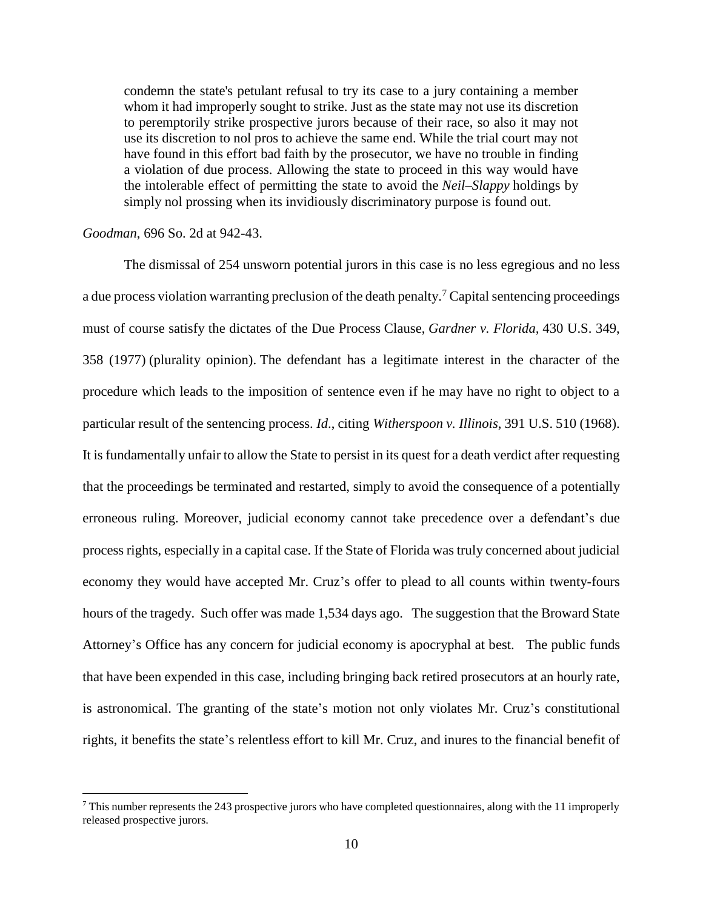> condemn the state's petulant refusal to try its case to a jury containing a member whom it had improperly sought to strike. Just as the state may not use its discretion to peremptorily strike prospective jurors because of their race, so also it may not use its discretion to nol pros to achieve the same end. While the trial court may not have found in this effort bad faith by the prosecutor, we have no trouble in finding a violation of due process. Allowing the state to proceed in this way would have the intolerable effect of permitting the state to avoid the *Neil–Slappy* holdings by simply nol prossing when its invidiously discriminatory purpose is found out.

*Goodman*, 696 So. 2d at 942-43.

The dismissal of 254 unsworn potential jurors in this case is no less egregious and no less a due process violation warranting preclusion of the death penalty.[7] Capital sentencing proceedings must of course satisfy the dictates of the Due Process Clause, *Gardner v. Florida*, 430 U.S. 349, 358 (1977) (plurality opinion). The defendant has a legitimate interest in the character of the procedure which leads to the imposition of sentence even if he may have no right to object to a particular result of the sentencing process. *Id*., citing *Witherspoon v. Illinois*, 391 U.S. 510 (1968). It is fundamentally unfair to allow the State to persist in its quest for a death verdict after requesting that the proceedings be terminated and restarted, simply to avoid the consequence of a potentially erroneous ruling. Moreover, judicial economy cannot take precedence over a defendant's due process rights, especially in a capital case. If the State of Florida was truly concerned about judicial economy they would have accepted Mr. Cruz's offer to plead to all counts within twenty-fours hours of the tragedy. Such offer was made 1,534 days ago. The suggestion that the Broward State Attorney's Office has any concern for judicial economy is apocryphal at best. The public funds that have been expended in this case, including bringing back retired prosecutors at an hourly rate, is astronomical. The granting of the state's motion not only violates Mr. Cruz's constitutional rights, it benefits the state's relentless effort to kill Mr. Cruz, and inures to the financial benefit of

[7] This number represents the 243 prospective jurors who have completed questionnaires, along with the 11 improperly released prospective jurors.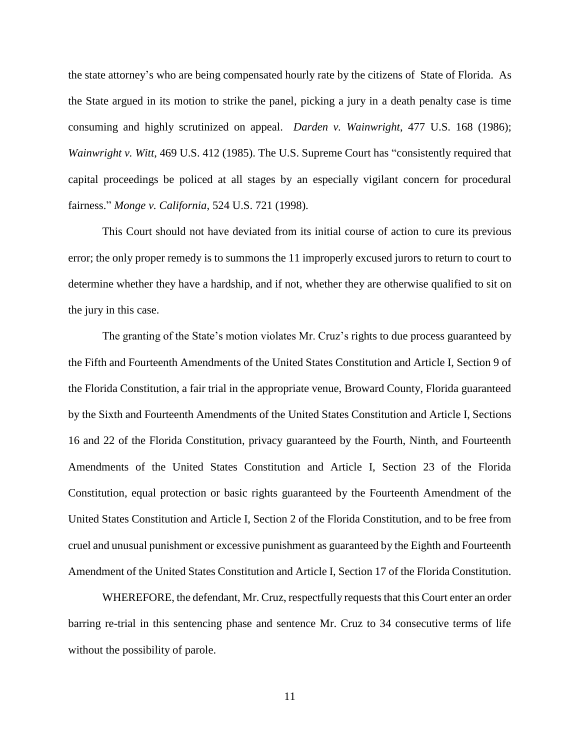the state attorney's who are being compensated hourly rate by the citizens of State of Florida. As the State argued in its motion to strike the panel, picking a jury in a death penalty case is time consuming and highly scrutinized on appeal. *Darden v. Wainwright*, 477 U.S. 168 (1986); *Wainwright v. Witt*, 469 U.S. 412 (1985). The U.S. Supreme Court has "consistently required that capital proceedings be policed at all stages by an especially vigilant concern for procedural fairness." *Monge v. California*, 524 U.S. 721 (1998).

This Court should not have deviated from its initial course of action to cure its previous error; the only proper remedy is to summons the 11 improperly excused jurors to return to court to determine whether they have a hardship, and if not, whether they are otherwise qualified to sit on the jury in this case.

The granting of the State's motion violates Mr. Cruz's rights to due process guaranteed by the Fifth and Fourteenth Amendments of the United States Constitution and Article I, Section 9 of the Florida Constitution, a fair trial in the appropriate venue, Broward County, Florida guaranteed by the Sixth and Fourteenth Amendments of the United States Constitution and Article I, Sections 16 and 22 of the Florida Constitution, privacy guaranteed by the Fourth, Ninth, and Fourteenth Amendments of the United States Constitution and Article I, Section 23 of the Florida Constitution, equal protection or basic rights guaranteed by the Fourteenth Amendment of the United States Constitution and Article I, Section 2 of the Florida Constitution, and to be free from cruel and unusual punishment or excessive punishment as guaranteed by the Eighth and Fourteenth Amendment of the United States Constitution and Article I, Section 17 of the Florida Constitution.

WHEREFORE, the defendant, Mr. Cruz, respectfully requests that this Court enter an order barring re-trial in this sentencing phase and sentence Mr. Cruz to 34 consecutive terms of life without the possibility of parole.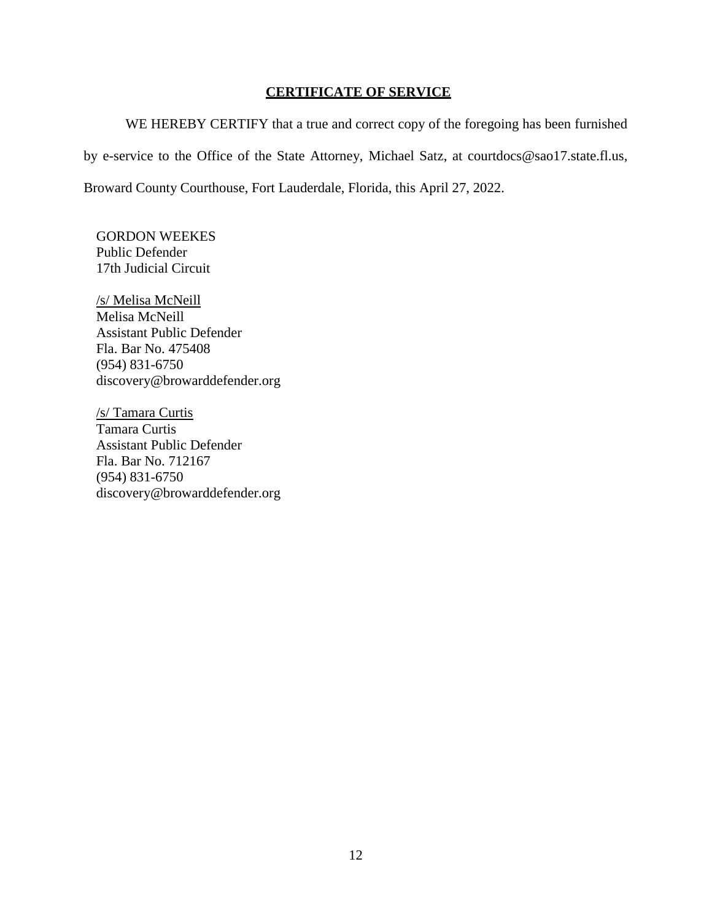## CERTIFICATE OF SERVICE

WE HEREBY CERTIFY that a true and correct copy of the foregoing has been furnished by e-service to the Office of the State Attorney, Michael Satz, at courtdocs@sao17.state.fl.us, Broward County Courthouse, Fort Lauderdale, Florida, this April 27, 2022.

GORDON WEEKES
Public Defender
17th Judicial Circuit

/s/ Melisa McNeill
Melisa McNeill
Assistant Public Defender
Fla. Bar No. 475408
(954) 831-6750
discovery@browarddefender.org

/s/ Tamara Curtis
Tamara Curtis
Assistant Public Defender
Fla. Bar No. 712167
(954) 831-6750
discovery@browarddefender.org